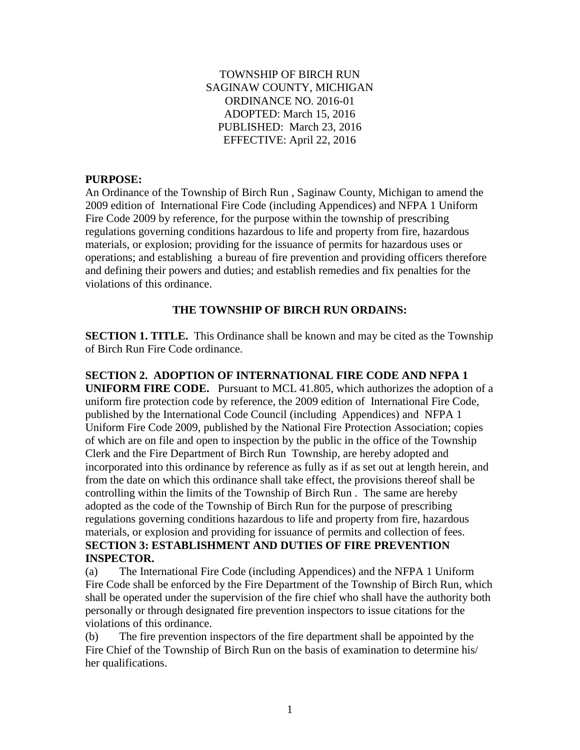TOWNSHIP OF BIRCH RUN
SAGINAW COUNTY, MICHIGAN
ORDINANCE NO. 2016-01
ADOPTED: March 15, 2016
PUBLISHED: March 23, 2016
EFFECTIVE: April 22, 2016

**PURPOSE:**
An Ordinance of the Township of Birch Run , Saginaw County, Michigan to amend the 2009 edition of International Fire Code (including Appendices) and NFPA 1 Uniform Fire Code 2009 by reference, for the purpose within the township of prescribing regulations governing conditions hazardous to life and property from fire, hazardous materials, or explosion; providing for the issuance of permits for hazardous uses or operations; and establishing a bureau of fire prevention and providing officers therefore and defining their powers and duties; and establish remedies and fix penalties for the violations of this ordinance.

**THE TOWNSHIP OF BIRCH RUN ORDAINS:**

**SECTION 1. TITLE.** This Ordinance shall be known and may be cited as the Township of Birch Run Fire Code ordinance.

**SECTION 2. ADOPTION OF INTERNATIONAL FIRE CODE AND NFPA 1 UNIFORM FIRE CODE.** Pursuant to MCL 41.805, which authorizes the adoption of a uniform fire protection code by reference, the 2009 edition of International Fire Code, published by the International Code Council (including Appendices) and NFPA 1 Uniform Fire Code 2009, published by the National Fire Protection Association; copies of which are on file and open to inspection by the public in the office of the Township Clerk and the Fire Department of Birch Run Township, are hereby adopted and incorporated into this ordinance by reference as fully as if as set out at length herein, and from the date on which this ordinance shall take effect, the provisions thereof shall be controlling within the limits of the Township of Birch Run . The same are hereby adopted as the code of the Township of Birch Run for the purpose of prescribing regulations governing conditions hazardous to life and property from fire, hazardous materials, or explosion and providing for issuance of permits and collection of fees.

**SECTION 3: ESTABLISHMENT AND DUTIES OF FIRE PREVENTION INSPECTOR.**

(a) The International Fire Code (including Appendices) and the NFPA 1 Uniform Fire Code shall be enforced by the Fire Department of the Township of Birch Run, which shall be operated under the supervision of the fire chief who shall have the authority both personally or through designated fire prevention inspectors to issue citations for the violations of this ordinance.

(b) The fire prevention inspectors of the fire department shall be appointed by the Fire Chief of the Township of Birch Run on the basis of examination to determine his/ her qualifications.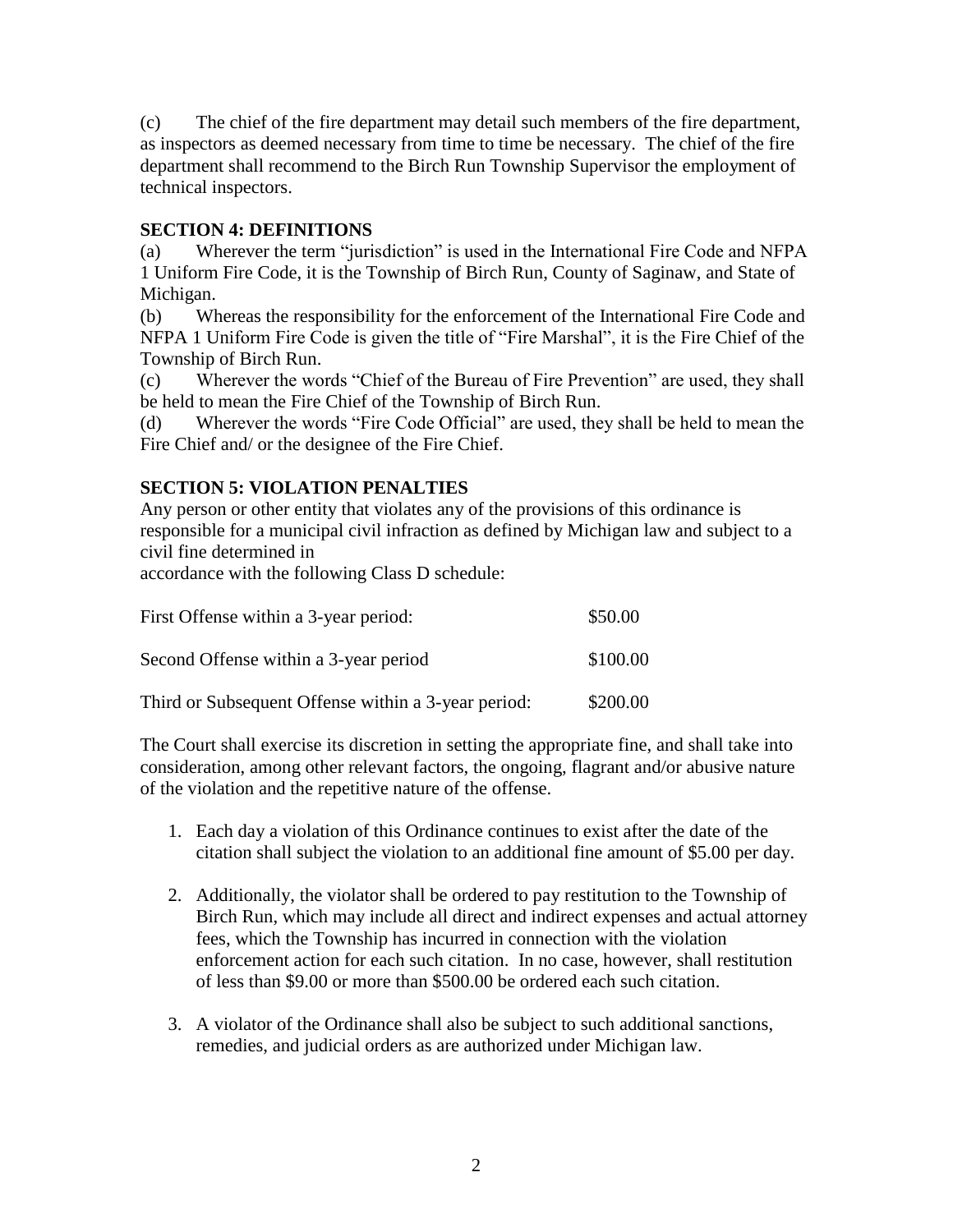(c) The chief of the fire department may detail such members of the fire department, as inspectors as deemed necessary from time to time be necessary. The chief of the fire department shall recommend to the Birch Run Township Supervisor the employment of technical inspectors.

**SECTION 4: DEFINITIONS**

(a) Wherever the term "jurisdiction" is used in the International Fire Code and NFPA 1 Uniform Fire Code, it is the Township of Birch Run, County of Saginaw, and State of Michigan.

(b) Whereas the responsibility for the enforcement of the International Fire Code and NFPA 1 Uniform Fire Code is given the title of "Fire Marshal", it is the Fire Chief of the Township of Birch Run.

(c) Wherever the words "Chief of the Bureau of Fire Prevention" are used, they shall be held to mean the Fire Chief of the Township of Birch Run.

(d) Wherever the words "Fire Code Official" are used, they shall be held to mean the Fire Chief and/ or the designee of the Fire Chief.

**SECTION 5: VIOLATION PENALTIES**

Any person or other entity that violates any of the provisions of this ordinance is responsible for a municipal civil infraction as defined by Michigan law and subject to a civil fine determined in
accordance with the following Class D schedule:

| | |
|---|---|
| First Offense within a 3-year period: | \$50.00 |
| Second Offense within a 3-year period | \$100.00 |
| Third or Subsequent Offense within a 3-year period: | \$200.00 |

The Court shall exercise its discretion in setting the appropriate fine, and shall take into consideration, among other relevant factors, the ongoing, flagrant and/or abusive nature of the violation and the repetitive nature of the offense.

1. Each day a violation of this Ordinance continues to exist after the date of the citation shall subject the violation to an additional fine amount of \$5.00 per day.

2. Additionally, the violator shall be ordered to pay restitution to the Township of Birch Run, which may include all direct and indirect expenses and actual attorney fees, which the Township has incurred in connection with the violation enforcement action for each such citation. In no case, however, shall restitution of less than \$9.00 or more than \$500.00 be ordered each such citation.

3. A violator of the Ordinance shall also be subject to such additional sanctions, remedies, and judicial orders as are authorized under Michigan law.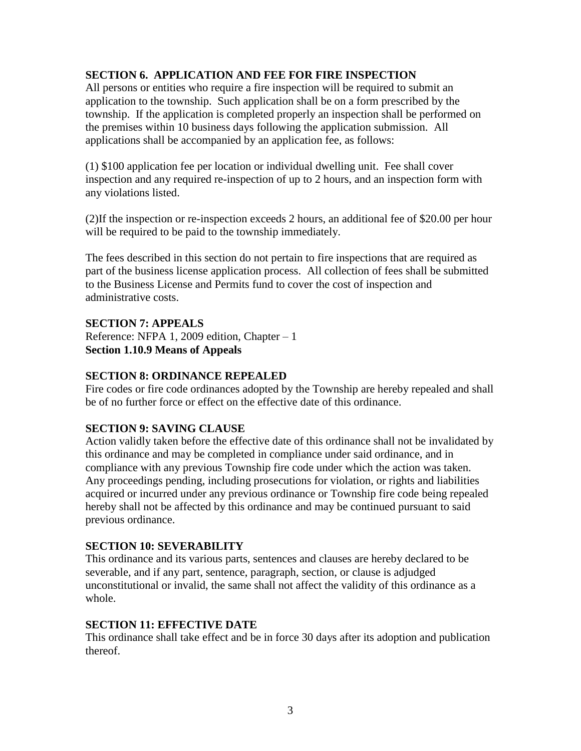## SECTION 6. APPLICATION AND FEE FOR FIRE INSPECTION

All persons or entities who require a fire inspection will be required to submit an application to the township. Such application shall be on a form prescribed by the township. If the application is completed properly an inspection shall be performed on the premises within 10 business days following the application submission. All applications shall be accompanied by an application fee, as follows:

(1) $100 application fee per location or individual dwelling unit. Fee shall cover inspection and any required re-inspection of up to 2 hours, and an inspection form with any violations listed.

(2)If the inspection or re-inspection exceeds 2 hours, an additional fee of $20.00 per hour will be required to be paid to the township immediately.

The fees described in this section do not pertain to fire inspections that are required as part of the business license application process. All collection of fees shall be submitted to the Business License and Permits fund to cover the cost of inspection and administrative costs.

## SECTION 7: APPEALS

Reference: NFPA 1, 2009 edition, Chapter – 1
**Section 1.10.9 Means of Appeals**

## SECTION 8: ORDINANCE REPEALED

Fire codes or fire code ordinances adopted by the Township are hereby repealed and shall be of no further force or effect on the effective date of this ordinance.

## SECTION 9: SAVING CLAUSE

Action validly taken before the effective date of this ordinance shall not be invalidated by this ordinance and may be completed in compliance under said ordinance, and in compliance with any previous Township fire code under which the action was taken. Any proceedings pending, including prosecutions for violation, or rights and liabilities acquired or incurred under any previous ordinance or Township fire code being repealed hereby shall not be affected by this ordinance and may be continued pursuant to said previous ordinance.

## SECTION 10: SEVERABILITY

This ordinance and its various parts, sentences and clauses are hereby declared to be severable, and if any part, sentence, paragraph, section, or clause is adjudged unconstitutional or invalid, the same shall not affect the validity of this ordinance as a whole.

## SECTION 11: EFFECTIVE DATE

This ordinance shall take effect and be in force 30 days after its adoption and publication thereof.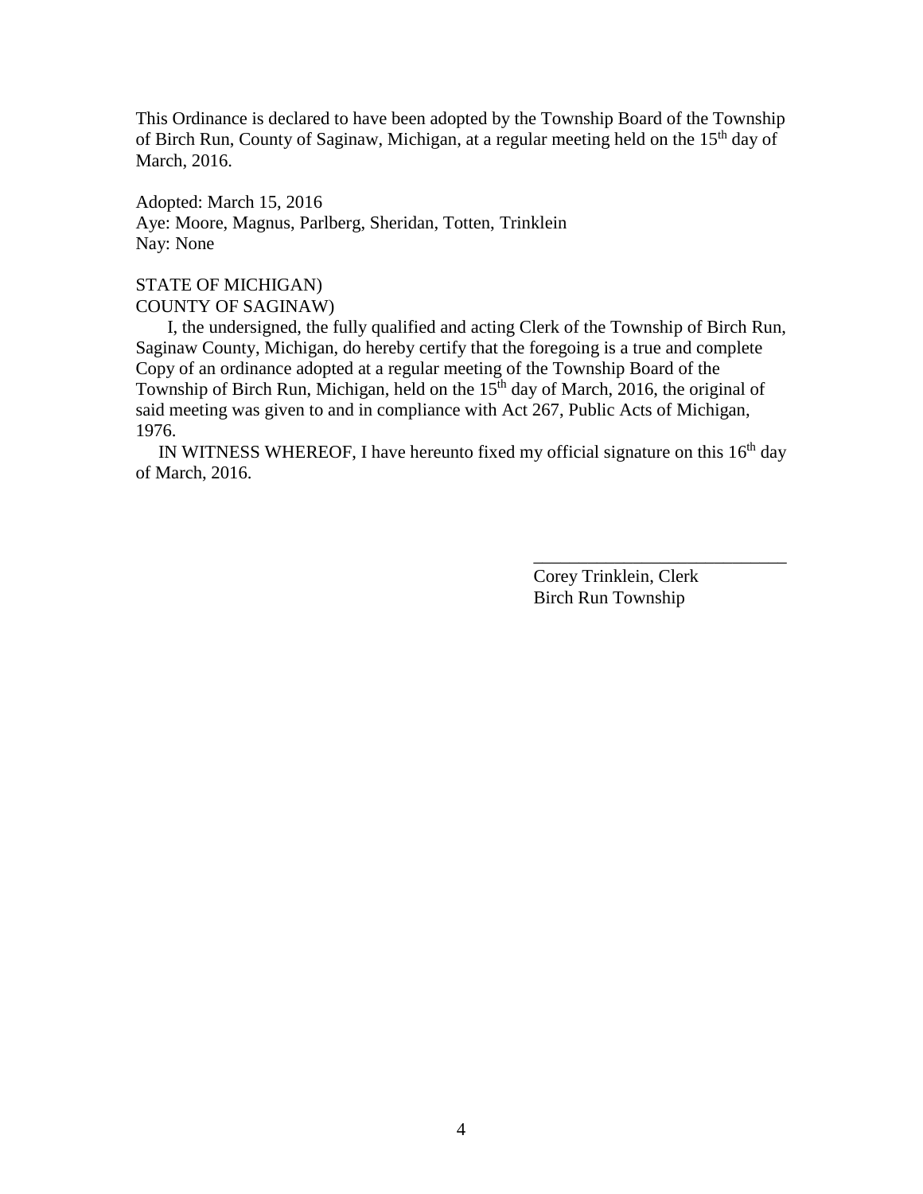This Ordinance is declared to have been adopted by the Township Board of the Township of Birch Run, County of Saginaw, Michigan, at a regular meeting held on the 15th day of March, 2016.

Adopted: March 15, 2016
Aye: Moore, Magnus, Parlberg, Sheridan, Totten, Trinklein
Nay: None

STATE OF MICHIGAN)
COUNTY OF SAGINAW)

I, the undersigned, the fully qualified and acting Clerk of the Township of Birch Run, Saginaw County, Michigan, do hereby certify that the foregoing is a true and complete Copy of an ordinance adopted at a regular meeting of the Township Board of the Township of Birch Run, Michigan, held on the 15th day of March, 2016, the original of said meeting was given to and in compliance with Act 267, Public Acts of Michigan, 1976.

IN WITNESS WHEREOF, I have hereunto fixed my official signature on this 16th day of March, 2016.

_____________________________
Corey Trinklein, Clerk
Birch Run Township